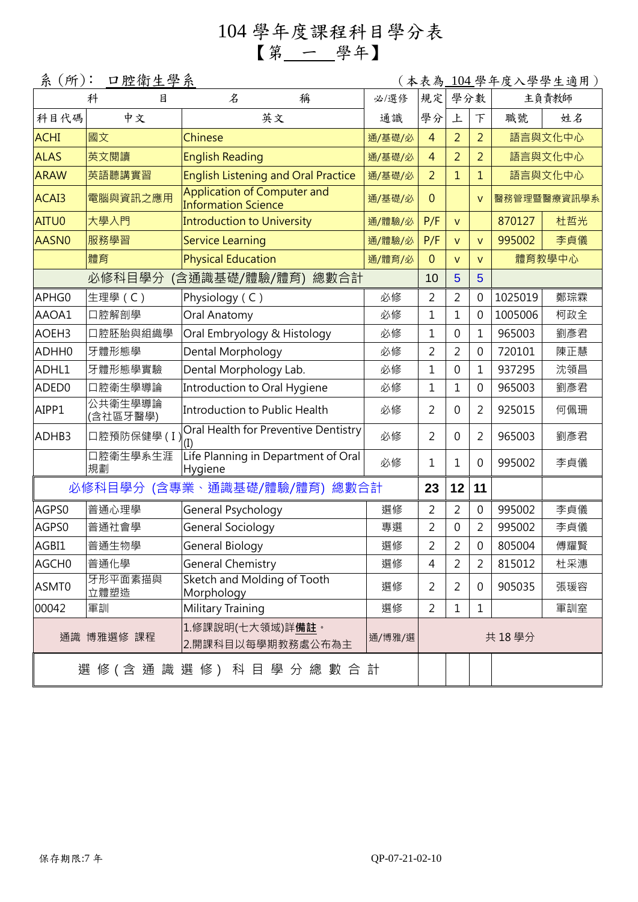# 104 學年度課程科目學分表
## 【第 一 學年】

系（所）： 口腔衛生學系　　　　　　　　　　　　　　　（本表為 104 學年度入學學生適用）

| 科 | 目 | 名 | 稱 | 必/選修 | 規定 | 學分數 | | 主負責教師 | |
|---|---|---|---|---|---|---|---|---|---|
| 科目代碼 | 中文 | 英文 | | 通識 | 學分 | 上 | 下 | 職號 | 姓名 |
| ACHI | 國文 | Chinese | | 通/基礎/必 | 4 | 2 | 2 | 語言與文化中心 | |
| ALAS | 英文閱讀 | English Reading | | 通/基礎/必 | 4 | 2 | 2 | 語言與文化中心 | |
| ARAW | 英語聽講實習 | English Listening and Oral Practice | | 通/基礎/必 | 2 | 1 | 1 | 語言與文化中心 | |
| ACAI3 | 電腦與資訊之應用 | Application of Computer and Information Science | | 通/基礎/必 | 0 | | v | 醫務管理暨醫療資訊學系 | |
| AITU0 | 大學入門 | Introduction to University | | 通/體驗/必 | P/F | v | | 870127 | 杜哲光 |
| AASN0 | 服務學習 | Service Learning | | 通/體驗/必 | P/F | v | v | 995002 | 李貞儀 |
| | 體育 | Physical Education | | 通/體育/必 | 0 | v | v | 體育教學中心 | |
| 必修科目學分 (含通識基礎/體驗/體育) 總數合計 | | | | | 10 | 5 | 5 | | |
| APHG0 | 生理學（C） | Physiology（C） | | 必修 | 2 | 2 | 0 | 1025019 | 鄭琮霖 |
| AAOA1 | 口腔解剖學 | Oral Anatomy | | 必修 | 1 | 1 | 0 | 1005006 | 柯政全 |
| AOEH3 | 口腔胚胎與組織學 | Oral Embryology & Histology | | 必修 | 1 | 0 | 1 | 965003 | 劉彥君 |
| ADHH0 | 牙體形態學 | Dental Morphology | | 必修 | 2 | 2 | 0 | 720101 | 陳正慧 |
| ADHL1 | 牙體形態學實驗 | Dental Morphology Lab. | | 必修 | 1 | 0 | 1 | 937295 | 沈領昌 |
| ADED0 | 口腔衛生學導論 | Introduction to Oral Hygiene | | 必修 | 1 | 1 | 0 | 965003 | 劉彥君 |
| AIPP1 | 公共衛生學導論(含社區牙醫學) | Introduction to Public Health | | 必修 | 2 | 0 | 2 | 925015 | 何佩珊 |
| ADHB3 | 口腔預防保健學（I） | Oral Health for Preventive Dentistry (I) | | 必修 | 2 | 0 | 2 | 965003 | 劉彥君 |
| | 口腔衛生學系生涯規劃 | Life Planning in Department of Oral Hygiene | | 必修 | 1 | 1 | 0 | 995002 | 李貞儀 |
| 必修科目學分 (含專業、通識基礎/體驗/體育) 總數合計 | | | | | **23** | **12** | **11** | | |
| AGPS0 | 普通心理學 | General Psychology | | 選修 | 2 | 2 | 0 | 995002 | 李貞儀 |
| AGPS0 | 普通社會學 | General Sociology | | 專選 | 2 | 0 | 2 | 995002 | 李貞儀 |
| AGBI1 | 普通生物學 | General Biology | | 選修 | 2 | 2 | 0 | 805004 | 傅耀賢 |
| AGCH0 | 普通化學 | General Chemistry | | 選修 | 4 | 2 | 2 | 815012 | 杜采潓 |
| ASMT0 | 牙形平面素描與立體塑造 | Sketch and Molding of Tooth Morphology | | 選修 | 2 | 2 | 0 | 905035 | 張瑗容 |
| 00042 | 軍訓 | Military Training | | 選修 | 2 | 1 | 1 | | 軍訓室 |
| 通識 博雅選修 課程 | | 1.修課說明(七大領域)詳**備註**。<br>2.開課科目以每學期教務處公布為主 | | 通/博雅/選 | 共 18 學分 | | | | |
| 選修(含通識選修)科目學分總數合計 | | | | | | | | | |

保存期限:7 年　　　　　　　　　　　　　　　　　　QP-07-21-02-10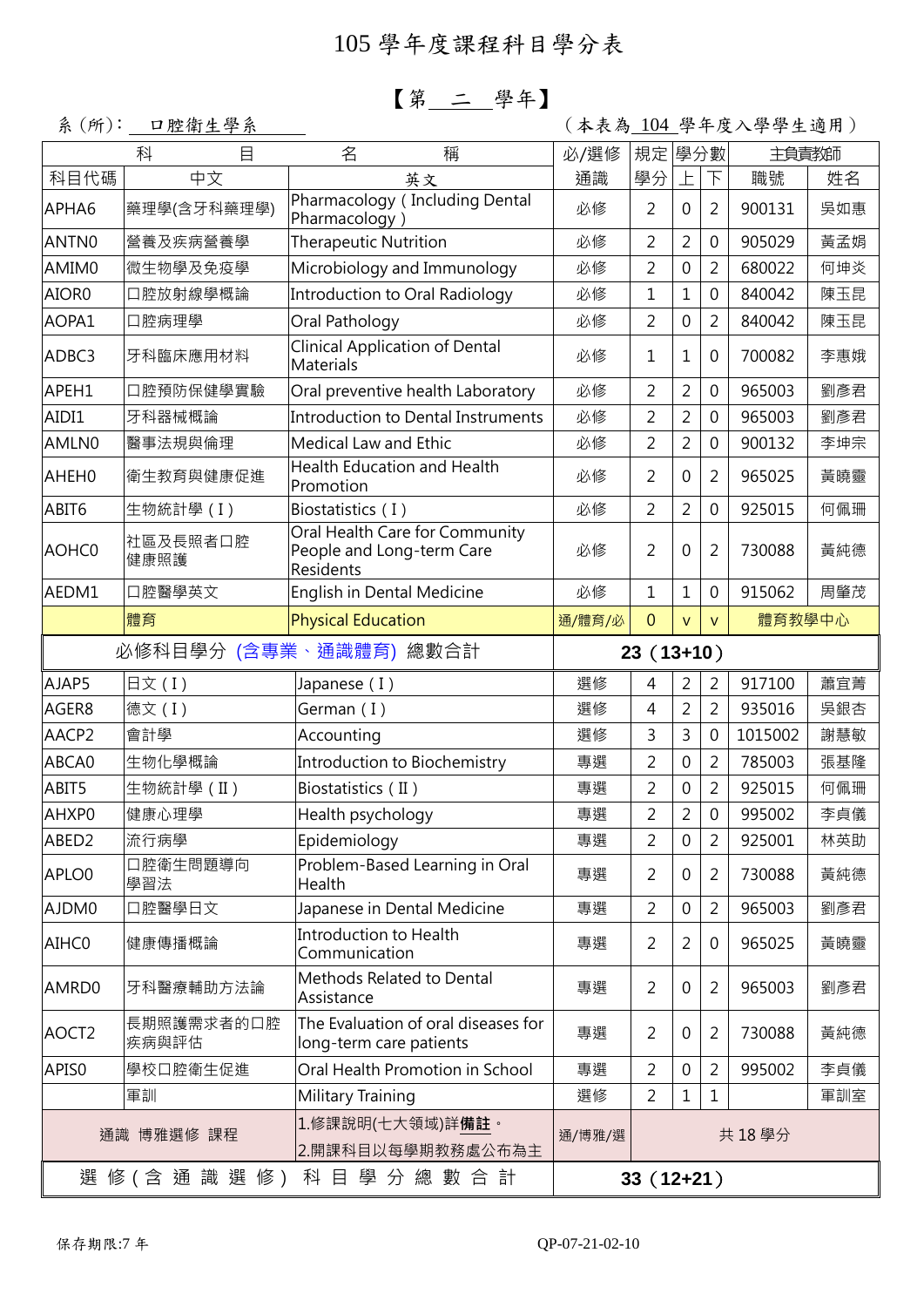# 105 學年度課程科目學分表

## 【第 二 學年】

系（所）： 口腔衛生學系　　　　　　（本表為 104 學年度入學學生適用）

| 科目代碼 | 中文 | 英文 | 必/選修 通識 | 規定學分 | 學分數 上 | 學分數 下 | 主負責教師 職號 | 主負責教師 姓名 |
|---|---|---|---|---|---|---|---|---|
| APHA6 | 藥理學(含牙科藥理學) | Pharmacology ( Including Dental Pharmacology ) | 必修 | 2 | 0 | 2 | 900131 | 吳如惠 |
| ANTN0 | 營養及疾病營養學 | Therapeutic Nutrition | 必修 | 2 | 2 | 0 | 905029 | 黃孟娟 |
| AMIM0 | 微生物學及免疫學 | Microbiology and Immunology | 必修 | 2 | 0 | 2 | 680022 | 何坤炎 |
| AIOR0 | 口腔放射線學概論 | Introduction to Oral Radiology | 必修 | 1 | 1 | 0 | 840042 | 陳玉昆 |
| AOPA1 | 口腔病理學 | Oral Pathology | 必修 | 2 | 0 | 2 | 840042 | 陳玉昆 |
| ADBC3 | 牙科臨床應用材料 | Clinical Application of Dental Materials | 必修 | 1 | 1 | 0 | 700082 | 李惠娥 |
| APEH1 | 口腔預防保健學實驗 | Oral preventive health Laboratory | 必修 | 2 | 2 | 0 | 965003 | 劉彥君 |
| AIDI1 | 牙科器械概論 | Introduction to Dental Instruments | 必修 | 2 | 2 | 0 | 965003 | 劉彥君 |
| AMLN0 | 醫事法規與倫理 | Medical Law and Ethic | 必修 | 2 | 2 | 0 | 900132 | 李坤宗 |
| AHEH0 | 衛生教育與健康促進 | Health Education and Health Promotion | 必修 | 2 | 0 | 2 | 965025 | 黃曉靈 |
| ABIT6 | 生物統計學 ( I ) | Biostatistics ( I ) | 必修 | 2 | 2 | 0 | 925015 | 何佩珊 |
| AOHC0 | 社區及長照者口腔健康照護 | Oral Health Care for Community People and Long-term Care Residents | 必修 | 2 | 0 | 2 | 730088 | 黃純德 |
| AEDM1 | 口腔醫學英文 | English in Dental Medicine | 必修 | 1 | 1 | 0 | 915062 | 周肇茂 |
|  | 體育 | Physical Education | 通/體育/必 | 0 | v | v | 體育教學中心 | |
| 必修科目學分 (含專業、通識體育) 總數合計 | | | 23（13+10） | | | | | |
| AJAP5 | 日文 ( I ) | Japanese ( I ) | 選修 | 4 | 2 | 2 | 917100 | 蕭宜菁 |
| AGER8 | 德文 ( I ) | German ( I ) | 選修 | 4 | 2 | 2 | 935016 | 吳銀杏 |
| AACP2 | 會計學 | Accounting | 選修 | 3 | 3 | 0 | 1015002 | 謝慧敏 |
| ABCA0 | 生物化學概論 | Introduction to Biochemistry | 專選 | 2 | 0 | 2 | 785003 | 張基隆 |
| ABIT5 | 生物統計學 ( II ) | Biostatistics ( II ) | 專選 | 2 | 0 | 2 | 925015 | 何佩珊 |
| AHXP0 | 健康心理學 | Health psychology | 專選 | 2 | 2 | 0 | 995002 | 李貞儀 |
| ABED2 | 流行病學 | Epidemiology | 專選 | 2 | 0 | 2 | 925001 | 林英助 |
| APLO0 | 口腔衛生問題導向學習法 | Problem-Based Learning in Oral Health | 專選 | 2 | 0 | 2 | 730088 | 黃純德 |
| AJDM0 | 口腔醫學日文 | Japanese in Dental Medicine | 專選 | 2 | 0 | 2 | 965003 | 劉彥君 |
| AIHC0 | 健康傳播概論 | Introduction to Health Communication | 專選 | 2 | 2 | 0 | 965025 | 黃曉靈 |
| AMRD0 | 牙科醫療輔助方法論 | Methods Related to Dental Assistance | 專選 | 2 | 0 | 2 | 965003 | 劉彥君 |
| AOCT2 | 長期照護需求者的口腔疾病與評估 | The Evaluation of oral diseases for long-term care patients | 專選 | 2 | 0 | 2 | 730088 | 黃純德 |
| APIS0 | 學校口腔衛生促進 | Oral Health Promotion in School | 專選 | 2 | 0 | 2 | 995002 | 李貞儀 |
|  | 軍訓 | Military Training | 選修 | 2 | 1 | 1 |  | 軍訓室 |
| 通識 博雅選修 課程 | | 1.修課說明(七大領域)詳**備註**。 2.開課科目以每學期教務處公布為主 | 通/博雅/選 | 共 18 學分 | | | | |
| 選修(含通識選修)科目學分總數合計 | | | 33（12+21） | | | | | |

保存期限:7 年　　　　QP-07-21-02-10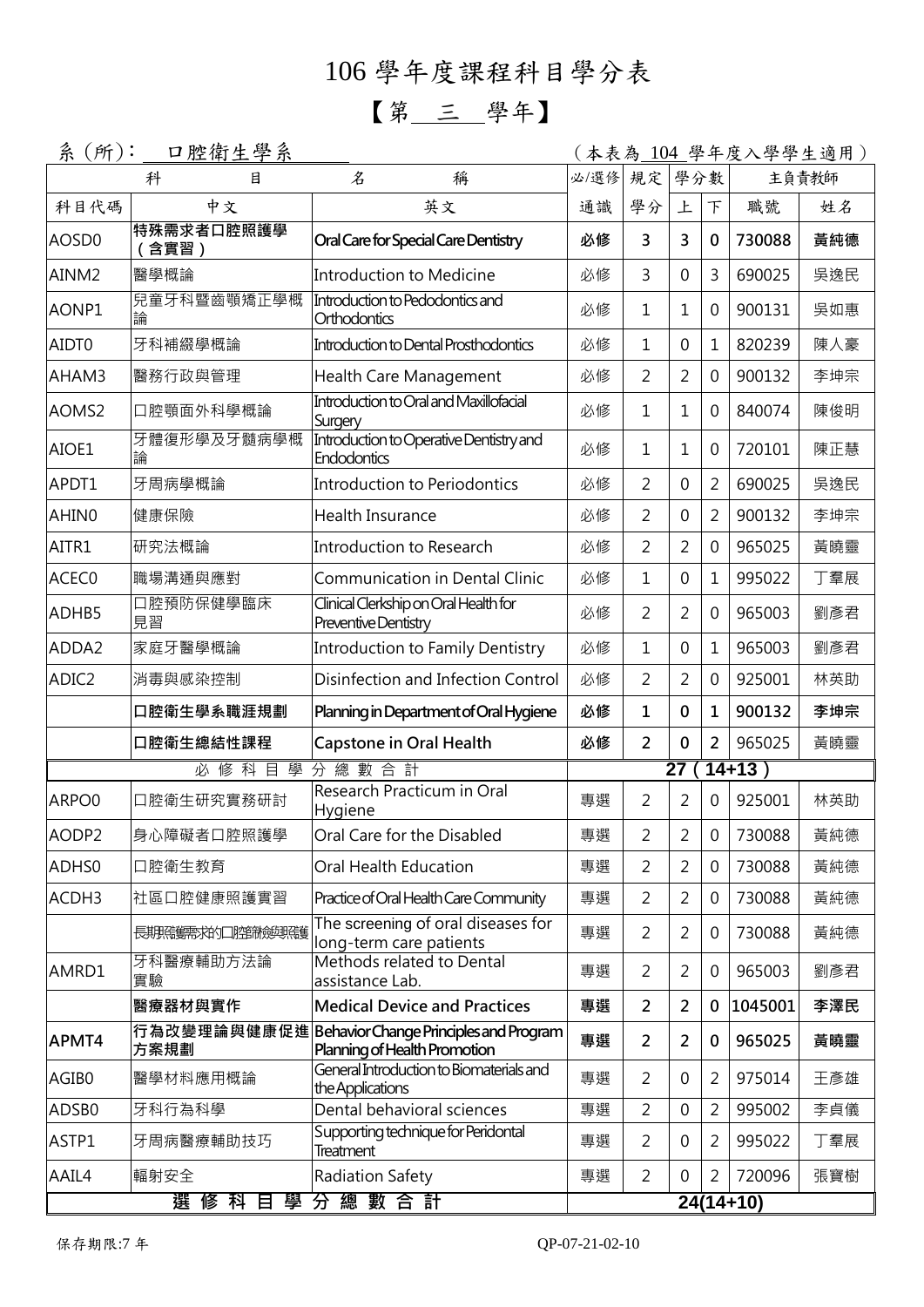# 106 學年度課程科目學分表

## 【第 三 學年】

系（所）：口腔衛生學系　　　　（本表為 104 學年度入學學生適用）

| 科目代碼 | 中文 | 英文 | 必/選修 通識 | 規定學分 | 學分數 上 | 學分數 下 | 主負責教師 職號 | 主負責教師 姓名 |
|---|---|---|---|---|---|---|---|---|
| AOSD0 | **特殊需求者口腔照護學（含實習）** | **Oral Care for Special Care Dentistry** | **必修** | **3** | **3** | **0** | **730088** | **黃純德** |
| AINM2 | 醫學概論 | Introduction to Medicine | 必修 | 3 | 0 | 3 | 690025 | 吳逸民 |
| AONP1 | 兒童牙科暨齒顎矯正學概論 | Introduction to Pedodontics and Orthodontics | 必修 | 1 | 1 | 0 | 900131 | 吳如惠 |
| AIDT0 | 牙科補綴學概論 | Introduction to Dental Prosthodontics | 必修 | 1 | 0 | 1 | 820239 | 陳人豪 |
| AHAM3 | 醫務行政與管理 | Health Care Management | 必修 | 2 | 2 | 0 | 900132 | 李坤宗 |
| AOMS2 | 口腔顎面外科學概論 | Introduction to Oral and Maxillofacial Surgery | 必修 | 1 | 1 | 0 | 840074 | 陳俊明 |
| AIOE1 | 牙體復形學及牙髓病學概論 | Introduction to Operative Dentistry and Endodontics | 必修 | 1 | 1 | 0 | 720101 | 陳正慧 |
| APDT1 | 牙周病學概論 | Introduction to Periodontics | 必修 | 2 | 0 | 2 | 690025 | 吳逸民 |
| AHIN0 | 健康保險 | Health Insurance | 必修 | 2 | 0 | 2 | 900132 | 李坤宗 |
| AITR1 | 研究法概論 | Introduction to Research | 必修 | 2 | 2 | 0 | 965025 | 黃曉靈 |
| ACEC0 | 職場溝通與應對 | Communication in Dental Clinic | 必修 | 1 | 0 | 1 | 995022 | 丁羣展 |
| ADHB5 | 口腔預防保健學臨床見習 | Clinical Clerkship on Oral Health for Preventive Dentistry | 必修 | 2 | 2 | 0 | 965003 | 劉彥君 |
| ADDA2 | 家庭牙醫學概論 | Introduction to Family Dentistry | 必修 | 1 | 0 | 1 | 965003 | 劉彥君 |
| ADIC2 | 消毒與感染控制 | Disinfection and Infection Control | 必修 | 2 | 2 | 0 | 925001 | 林英助 |
| | **口腔衛生學系職涯規劃** | **Planning in Department of Oral Hygiene** | **必修** | **1** | **0** | **1** | **900132** | **李坤宗** |
| | **口腔衛生總結性課程** | **Capstone in Oral Health** | **必修** | **2** | **0** | **2** | 965025 | 黃曉靈 |
| 必修科目學分總數合計 | | | **27（14+13）** | | | | | |
| ARPO0 | 口腔衛生研究實務研討 | Research Practicum in Oral Hygiene | 專選 | 2 | 2 | 0 | 925001 | 林英助 |
| AODP2 | 身心障礙者口腔照護學 | Oral Care for the Disabled | 專選 | 2 | 2 | 0 | 730088 | 黃純德 |
| ADHS0 | 口腔衛生教育 | Oral Health Education | 專選 | 2 | 2 | 0 | 730088 | 黃純德 |
| ACDH3 | 社區口腔健康照護實習 | Practice of Oral Health Care Community | 專選 | 2 | 2 | 0 | 730088 | 黃純德 |
| | 長期照護需求的口腔篩檢處理照護 | The screening of oral diseases for long-term care patients | 專選 | 2 | 2 | 0 | 730088 | 黃純德 |
| AMRD1 | 牙科醫療輔助方法論實驗 | Methods related to Dental assistance Lab. | 專選 | 2 | 2 | 0 | 965003 | 劉彥君 |
| | **醫療器材與實作** | **Medical Device and Practices** | **專選** | **2** | **2** | **0** | **1045001** | **李澤民** |
| **APMT4** | **行為改變理論與健康促進方案規劃** | **Behavior Change Principles and Program Planning of Health Promotion** | **專選** | **2** | **2** | **0** | **965025** | **黃曉靈** |
| AGIB0 | 醫學材料應用概論 | General Introduction to Biomaterials and the Applications | 專選 | 2 | 0 | 2 | 975014 | 王彥雄 |
| ADSB0 | 牙科行為科學 | Dental behavioral sciences | 專選 | 2 | 0 | 2 | 995002 | 李貞儀 |
| ASTP1 | 牙周病醫療輔助技巧 | Supporting technique for Peridontal Treatment | 專選 | 2 | 0 | 2 | 995022 | 丁羣展 |
| AAIL4 | 輻射安全 | Radiation Safety | 專選 | 2 | 0 | 2 | 720096 | 張寶樹 |
| **選修科目學分總數合計** | | | **24(14+10)** | | | | | |

保存期限:7 年　　　　QP-07-21-02-10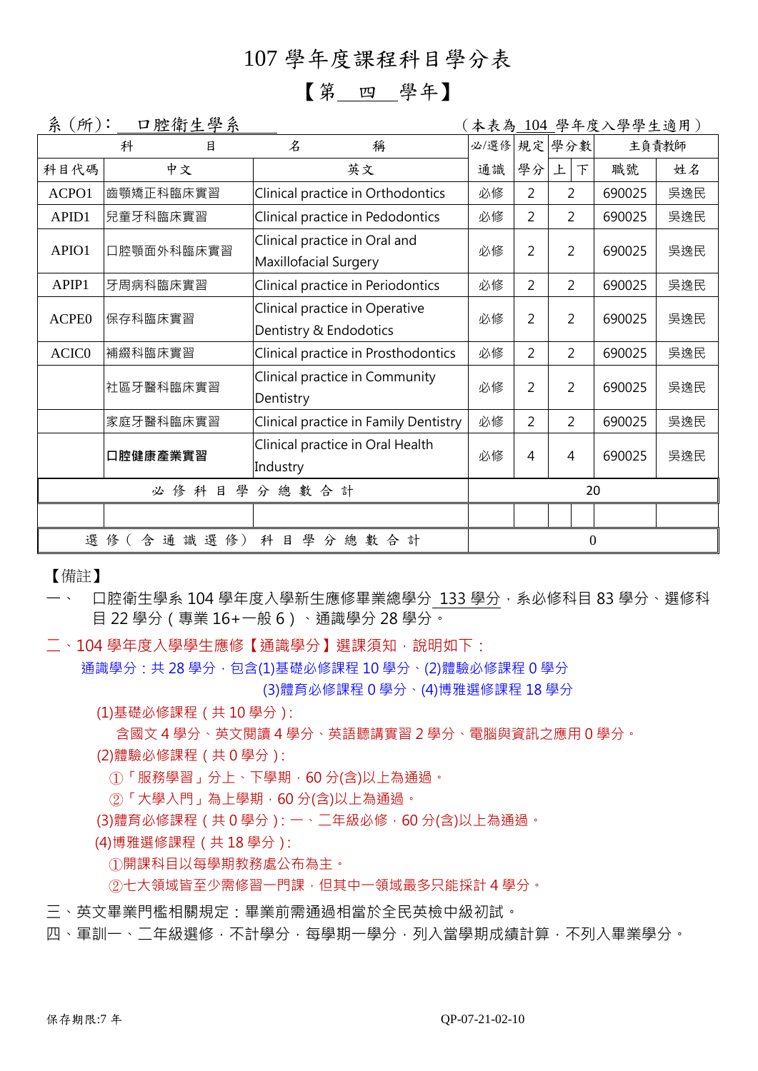# 107 學年度課程科目學分表

## 【第 四 學年】

系（所）: 口腔衛生學系 （本表為 104 學年度入學學生適用）

| 科目代碼 | 中文 | 英文 | 必/選修 通識 | 規定 學分 | 學分數 上 | 學分數 下 | 主負責教師 職號 | 主負責教師 姓名 |
|---|---|---|---|---|---|---|---|---|
| ACPO1 | 齒顎矯正科臨床實習 | Clinical practice in Orthodontics | 必修 | 2 | 2 | | 690025 | 吳逸民 |
| APID1 | 兒童牙科臨床實習 | Clinical practice in Pedodontics | 必修 | 2 | 2 | | 690025 | 吳逸民 |
| APIO1 | 口腔顎面外科臨床實習 | Clinical practice in Oral and Maxillofacial Surgery | 必修 | 2 | 2 | | 690025 | 吳逸民 |
| APIP1 | 牙周病科臨床實習 | Clinical practice in Periodontics | 必修 | 2 | 2 | | 690025 | 吳逸民 |
| ACPE0 | 保存科臨床實習 | Clinical practice in Operative Dentistry & Endodotics | 必修 | 2 | 2 | | 690025 | 吳逸民 |
| ACIC0 | 補綴科臨床實習 | Clinical practice in Prosthodontics | 必修 | 2 | 2 | | 690025 | 吳逸民 |
| | 社區牙醫科臨床實習 | Clinical practice in Community Dentistry | 必修 | 2 | 2 | | 690025 | 吳逸民 |
| | 家庭牙醫科臨床實習 | Clinical practice in Family Dentistry | 必修 | 2 | 2 | | 690025 | 吳逸民 |
| | **口腔健康產業實習** | Clinical practice in Oral Health Industry | 必修 | 4 | 4 | | 690025 | 吳逸民 |
| 必修科目學分總數合計 | | | 20 | | | | | |
| | | | | | | | | |
| 選修（含通識選修）科目學分總數合計 | | | 0 | | | | | |

【備註】

一、 口腔衛生學系 104 學年度入學新生應修畢業總學分 133 學分，系必修科目 83 學分、選修科目 22 學分（專業 16+一般 6）、通識學分 28 學分。

二、104 學年度入學學生應修【通識學分】選課須知，說明如下：

通識學分：共 28 學分，包含(1)基礎必修課程 10 學分、(2)體驗必修課程 0 學分 (3)體育必修課程 0 學分、(4)博雅選修課程 18 學分

(1)基礎必修課程（共 10 學分）:

含國文 4 學分、英文閱讀 4 學分、英語聽講實習 2 學分、電腦與資訊之應用 0 學分。

(2)體驗必修課程（共 0 學分）:

①「服務學習」分上、下學期，60 分(含)以上為通過。

②「大學入門」為上學期，60 分(含)以上為通過。

(3)體育必修課程（共 0 學分）: 一、二年級必修，60 分(含)以上為通過。

(4)博雅選修課程（共 18 學分）:

①開課科目以每學期教務處公布為主。

②七大領域皆至少需修習一門課，但其中一領域最多只能採計 4 學分。

三、英文畢業門檻相關規定：畢業前需通過相當於全民英檢中級初試。

四、軍訓一、二年級選修，不計學分，每學期一學分，列入當學期成績計算，不列入畢業學分。

保存期限:7 年 QP-07-21-02-10